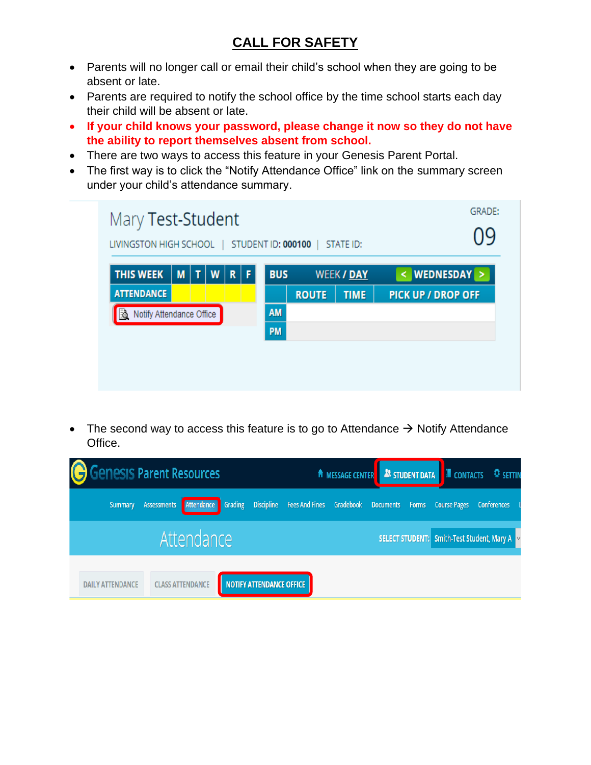# CALL FOR SAFETY

- Parents will no longer call or email their child's school when they are going to be absent or late.
- Parents are required to notify the school office by the time school starts each day their child will be absent or late.
- **If your child knows your password, please change it now so they do not have the ability to report themselves absent from school.**
- There are two ways to access this feature in your Genesis Parent Portal.
- The first way is to click the "Notify Attendance Office" link on the summary screen under your child's attendance summary.

- The second way to access this feature is to go to Attendance → Notify Attendance Office.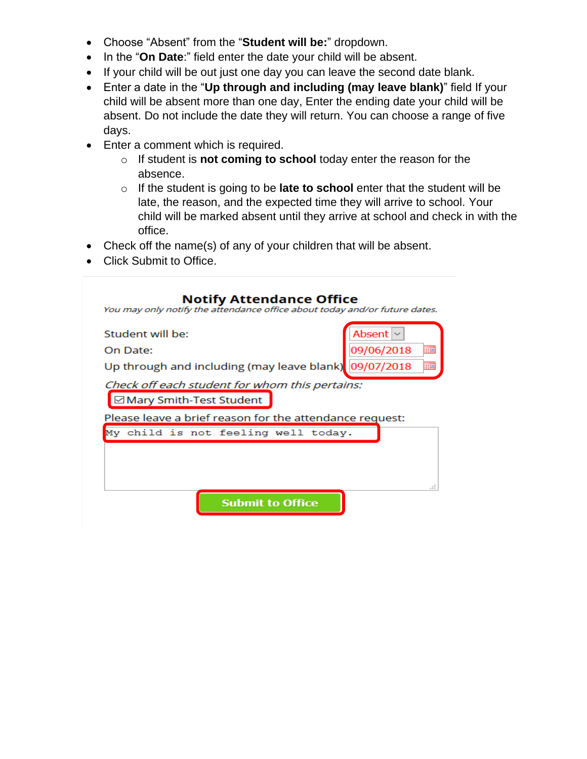- Choose "Absent" from the "**Student will be:**" dropdown.
- In the "**On Date**:" field enter the date your child will be absent.
- If your child will be out just one day you can leave the second date blank.
- Enter a date in the "**Up through and including (may leave blank)**" field If your child will be absent more than one day, Enter the ending date your child will be absent. Do not include the date they will return. You can choose a range of five days.
- Enter a comment which is required.
  - If student is **not coming to school** today enter the reason for the absence.
  - If the student is going to be **late to school** enter that the student will be late, the reason, and the expected time they will arrive to school. Your child will be marked absent until they arrive at school and check in with the office.
- Check off the name(s) of any of your children that will be absent.
- Click Submit to Office.

**Notify Attendance Office**

*You may only notify the attendance office about today and/or future dates.*

Student will be: Absent

On Date: 09/06/2018

Up through and including (may leave blank) 09/07/2018

*Check off each student for whom this pertains:*

☑ Mary Smith-Test Student

Please leave a brief reason for the attendance request:

```
My child is not feeling well today.
```

**Submit to Office**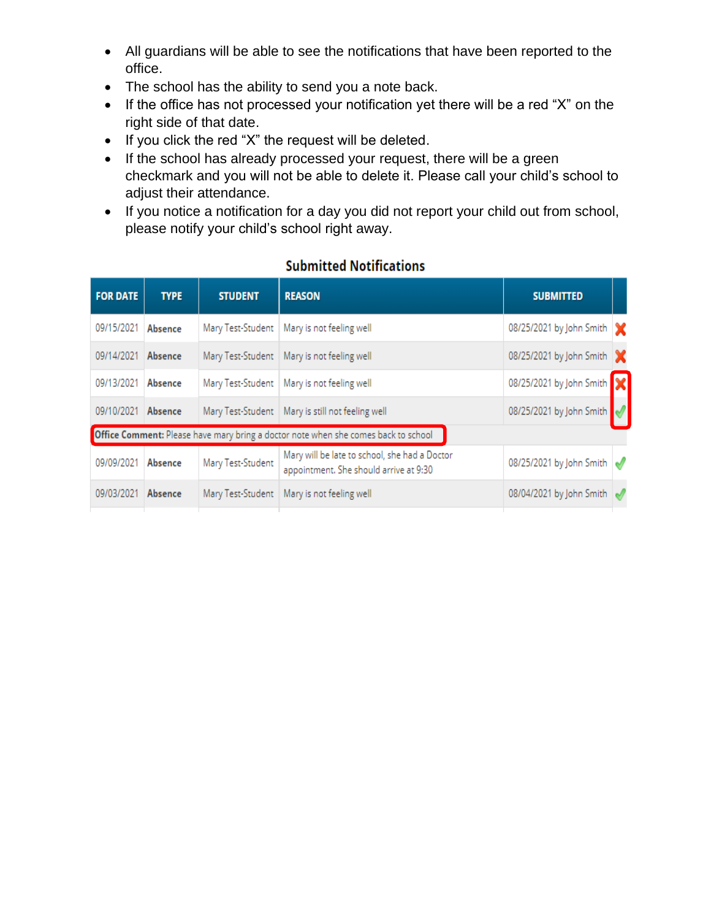- All guardians will be able to see the notifications that have been reported to the office.
- The school has the ability to send you a note back.
- If the office has not processed your notification yet there will be a red "X" on the right side of that date.
- If you click the red "X" the request will be deleted.
- If the school has already processed your request, there will be a green checkmark and you will not be able to delete it. Please call your child's school to adjust their attendance.
- If you notice a notification for a day you did not report your child out from school, please notify your child's school right away.

**Submitted Notifications**

| FOR DATE | TYPE | STUDENT | REASON | SUBMITTED | |
|---|---|---|---|---|---|
| 09/15/2021 | **Absence** | Mary Test-Student | Mary is not feeling well | 08/25/2021 by John Smith | ✗ |
| 09/14/2021 | **Absence** | Mary Test-Student | Mary is not feeling well | 08/25/2021 by John Smith | ✗ |
| 09/13/2021 | **Absence** | Mary Test-Student | Mary is not feeling well | 08/25/2021 by John Smith | ✗ |
| 09/10/2021 | **Absence** | Mary Test-Student | Mary is still not feeling well | 08/25/2021 by John Smith | ✓ |
| **Office Comment:** Please have mary bring a doctor note when she comes back to school | | | | | |
| 09/09/2021 | **Absence** | Mary Test-Student | Mary will be late to school, she had a Doctor appointment. She should arrive at 9:30 | 08/25/2021 by John Smith | ✓ |
| 09/03/2021 | **Absence** | Mary Test-Student | Mary is not feeling well | 08/04/2021 by John Smith | ✓ |